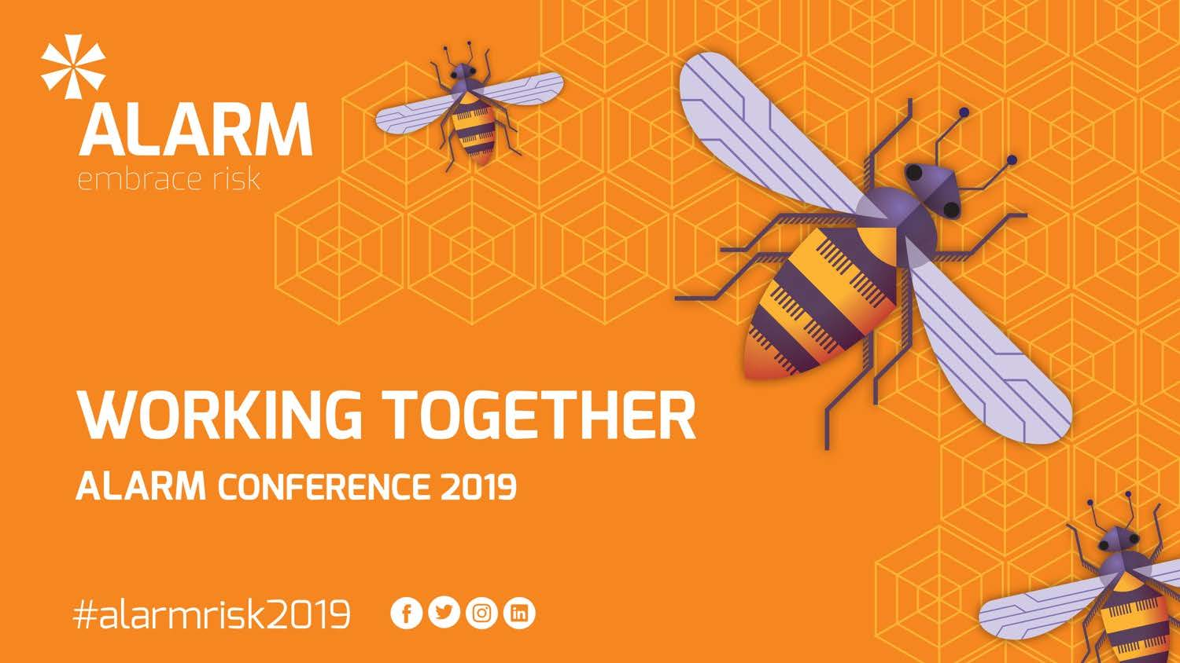# ALARM

embrace risk

# WORKING TOGETHER

## ALARM CONFERENCE 2019

#alarmrisk2019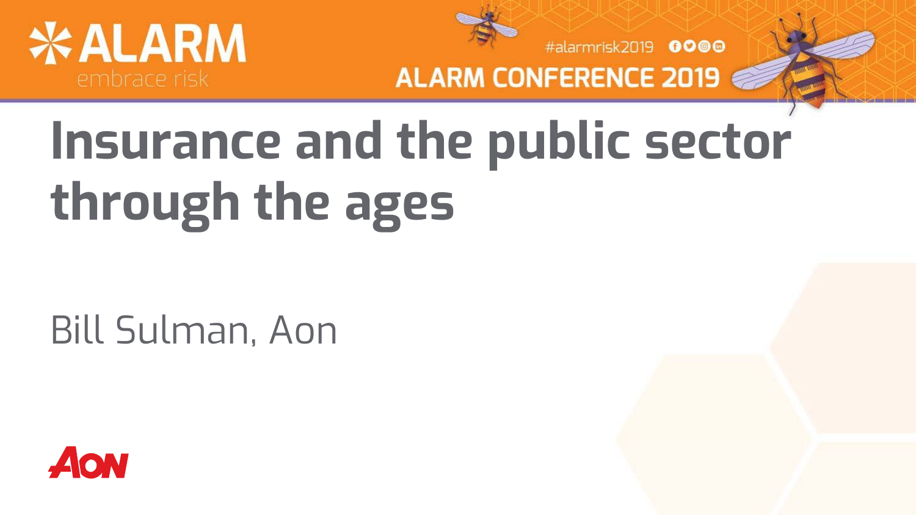# Insurance and the public sector through the ages

Bill Sulman, Aon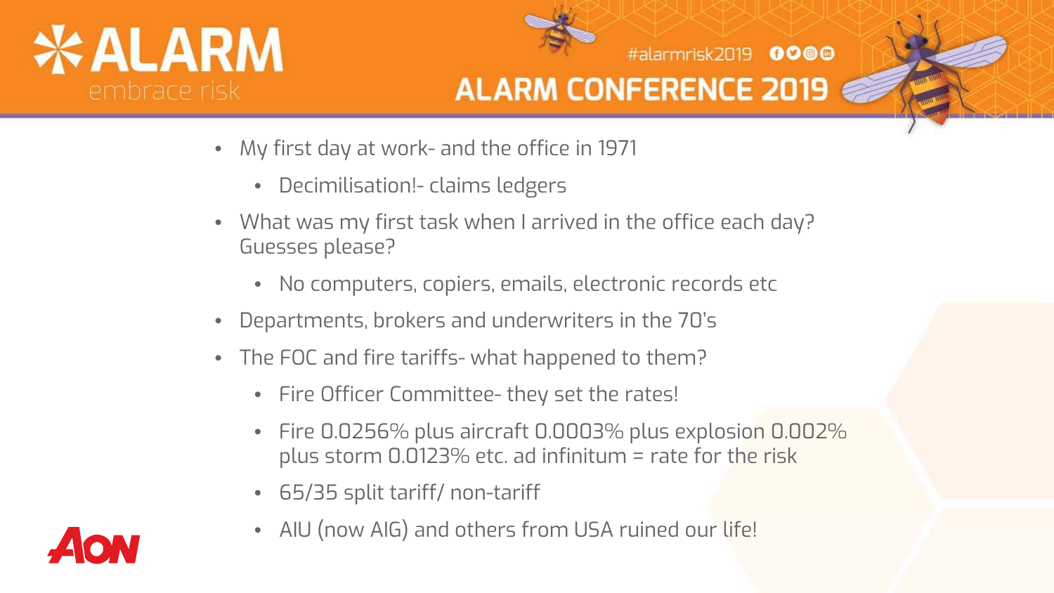- My first day at work- and the office in 1971
  - Decimilisation!- claims ledgers
- What was my first task when I arrived in the office each day? Guesses please?
  - No computers, copiers, emails, electronic records etc
- Departments, brokers and underwriters in the 70's
- The FOC and fire tariffs- what happened to them?
  - Fire Officer Committee- they set the rates!
  - Fire 0.0256% plus aircraft 0.0003% plus explosion 0.002% plus storm 0.0123% etc. ad infinitum = rate for the risk
  - 65/35 split tariff/ non-tariff
  - AIU (now AIG) and others from USA ruined our life!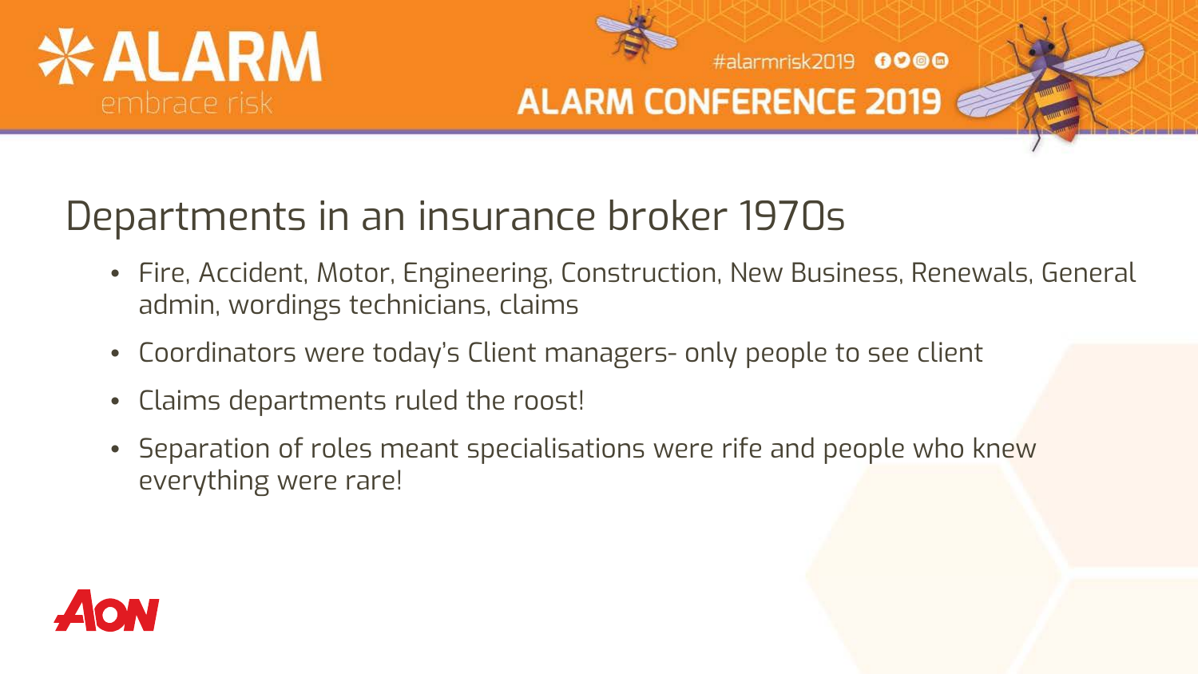# Departments in an insurance broker 1970s

- Fire, Accident, Motor, Engineering, Construction, New Business, Renewals, General admin, wordings technicians, claims
- Coordinators were today's Client managers- only people to see client
- Claims departments ruled the roost!
- Separation of roles meant specialisations were rife and people who knew everything were rare!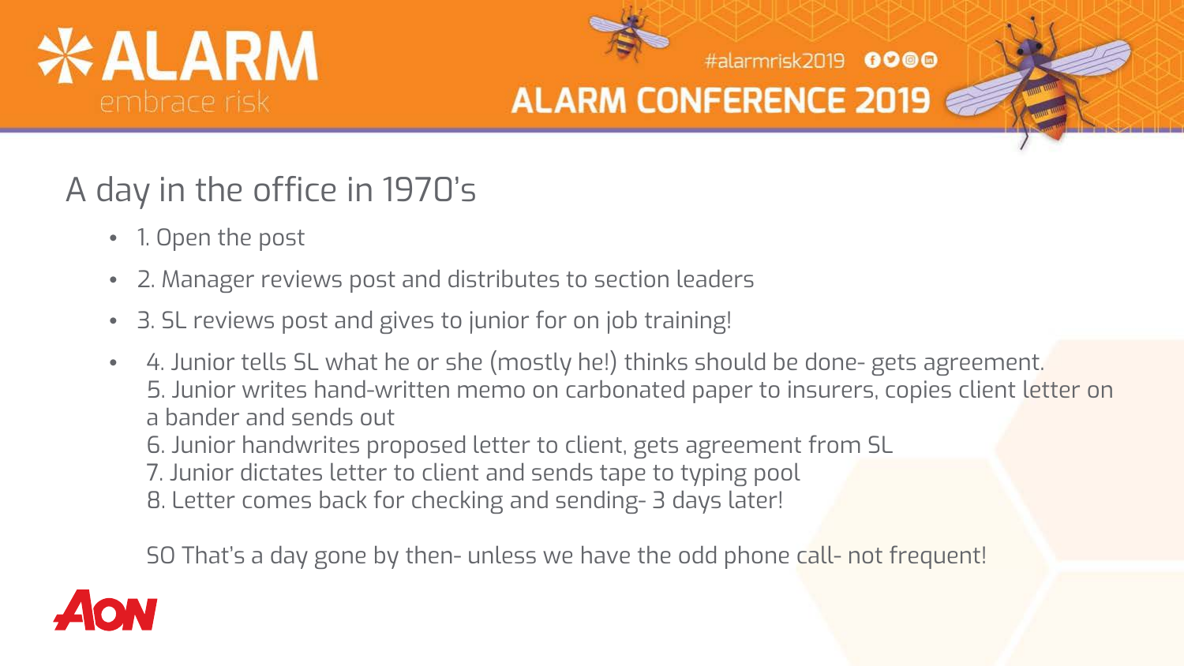# A day in the office in 1970's

- 1. Open the post
- 2. Manager reviews post and distributes to section leaders
- 3. SL reviews post and gives to junior for on job training!
- 4. Junior tells SL what he or she (mostly he!) thinks should be done- gets agreement.
  5. Junior writes hand-written memo on carbonated paper to insurers, copies client letter on a bander and sends out
  6. Junior handwrites proposed letter to client, gets agreement from SL
  7. Junior dictates letter to client and sends tape to typing pool
  8. Letter comes back for checking and sending- 3 days later!

  SO That's a day gone by then- unless we have the odd phone call- not frequent!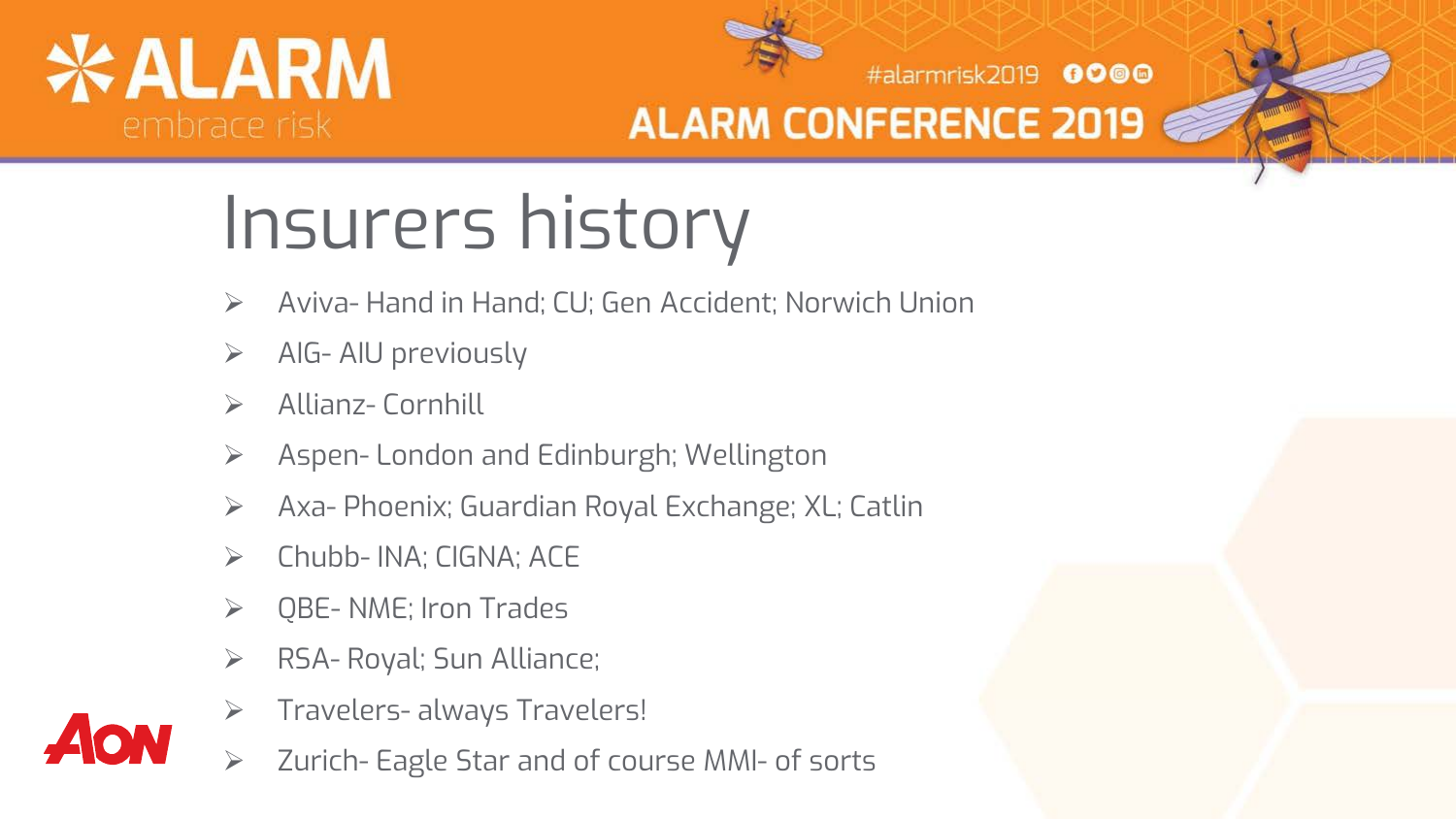# Insurers history

- Aviva- Hand in Hand; CU; Gen Accident; Norwich Union
- AIG- AIU previously
- Allianz- Cornhill
- Aspen- London and Edinburgh; Wellington
- Axa- Phoenix; Guardian Royal Exchange; XL; Catlin
- Chubb- INA; CIGNA; ACE
- QBE- NME; Iron Trades
- RSA- Royal; Sun Alliance;
- Travelers- always Travelers!
- Zurich- Eagle Star and of course MMI- of sorts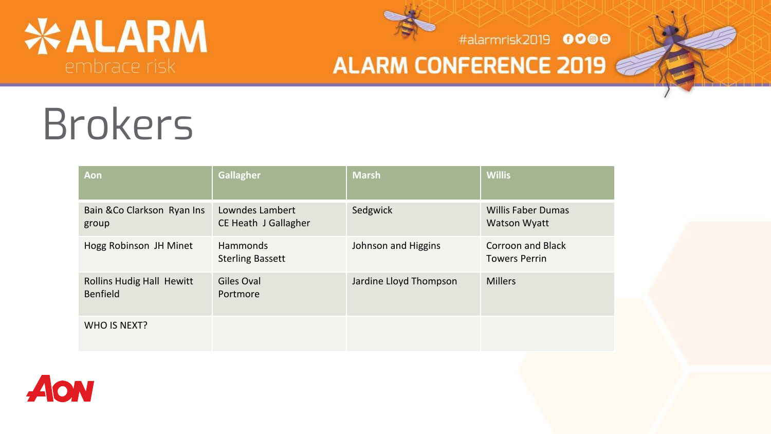# Brokers

| Aon | Gallagher | Marsh | Willis |
|---|---|---|---|
| Bain &Co Clarkson Ryan Ins group | Lowndes Lambert CE Heath J Gallagher | Sedgwick | Willis Faber Dumas Watson Wyatt |
| Hogg Robinson JH Minet | Hammonds Sterling Bassett | Johnson and Higgins | Corroon and Black Towers Perrin |
| Rollins Hudig Hall Hewitt Benfield | Giles Oval Portmore | Jardine Lloyd Thompson | Millers |
| WHO IS NEXT? | | | |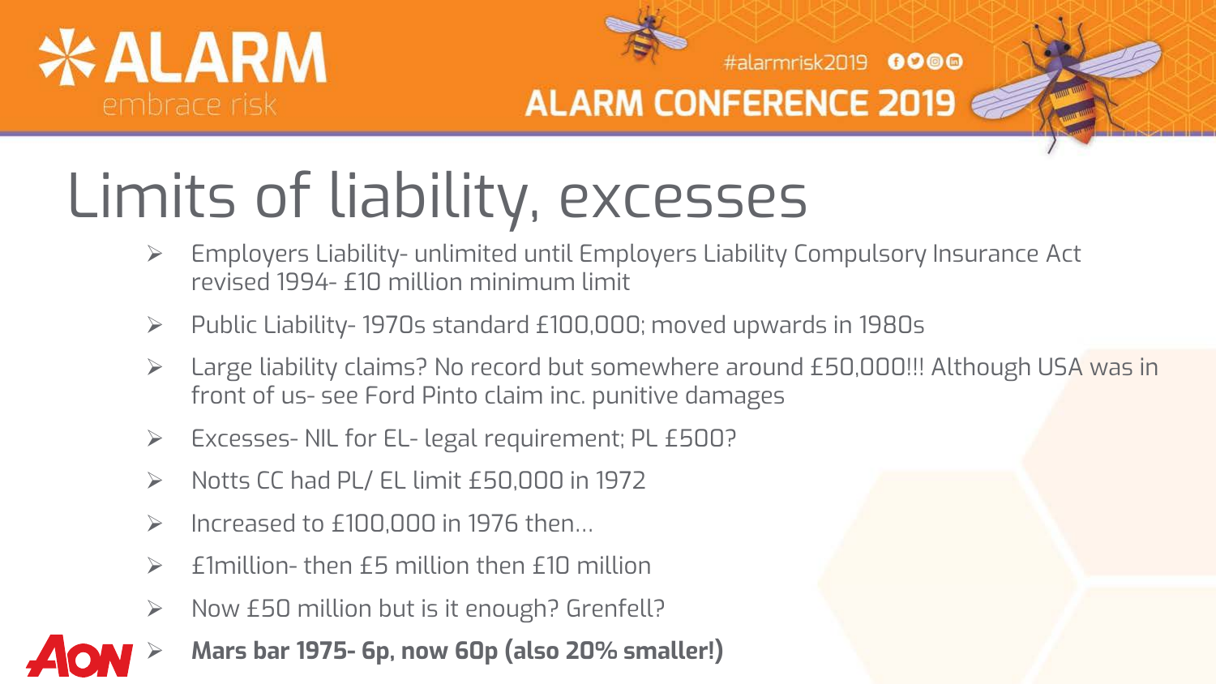# Limits of liability, excesses

- Employers Liability- unlimited until Employers Liability Compulsory Insurance Act revised 1994- £10 million minimum limit
- Public Liability- 1970s standard £100,000; moved upwards in 1980s
- Large liability claims? No record but somewhere around £50,000!!! Although USA was in front of us- see Ford Pinto claim inc. punitive damages
- Excesses- NIL for EL- legal requirement; PL £500?
- Notts CC had PL/ EL limit £50,000 in 1972
- Increased to £100,000 in 1976 then…
- £1million- then £5 million then £10 million
- Now £50 million but is it enough? Grenfell?
- **Mars bar 1975- 6p, now 60p (also 20% smaller!)**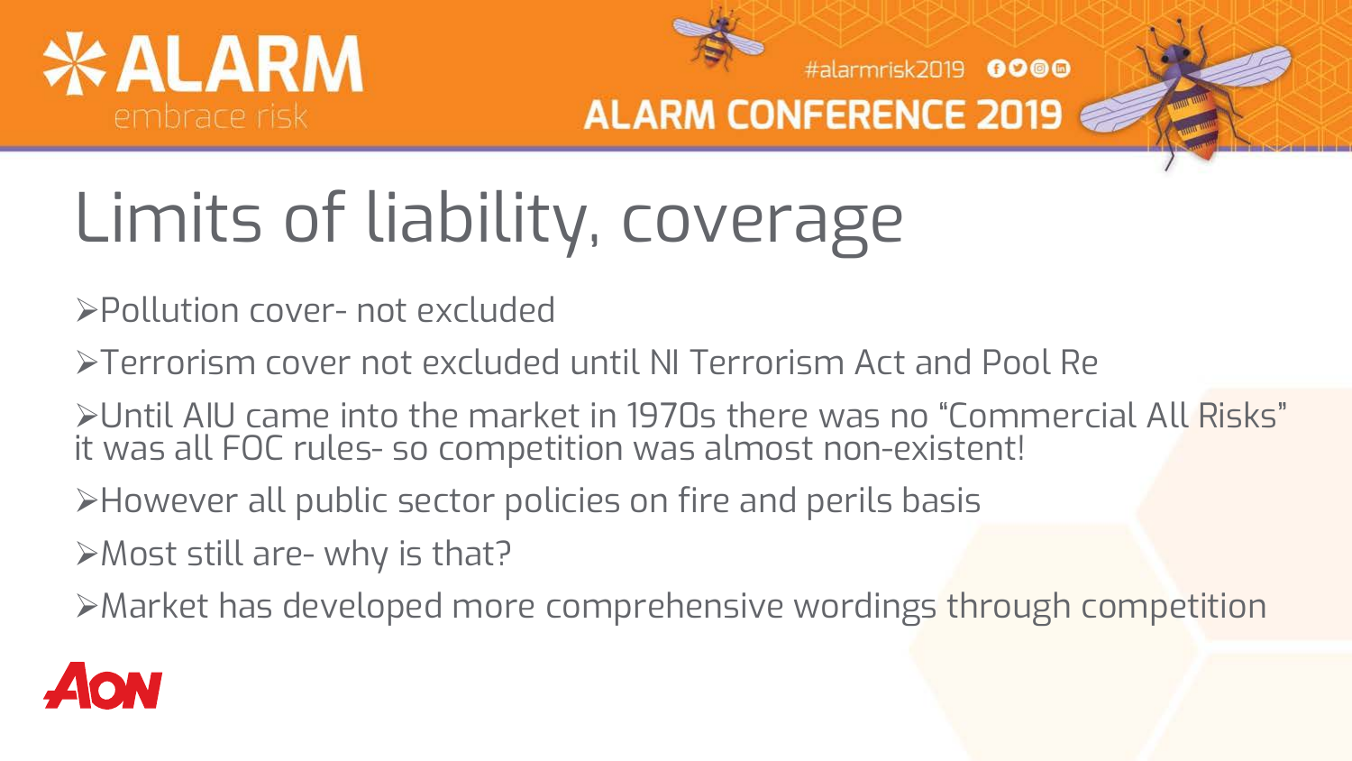# Limits of liability, coverage

- Pollution cover- not excluded
- Terrorism cover not excluded until NI Terrorism Act and Pool Re
- Until AIU came into the market in 1970s there was no "Commercial All Risks" it was all FOC rules- so competition was almost non-existent!
- However all public sector policies on fire and perils basis
- Most still are- why is that?
- Market has developed more comprehensive wordings through competition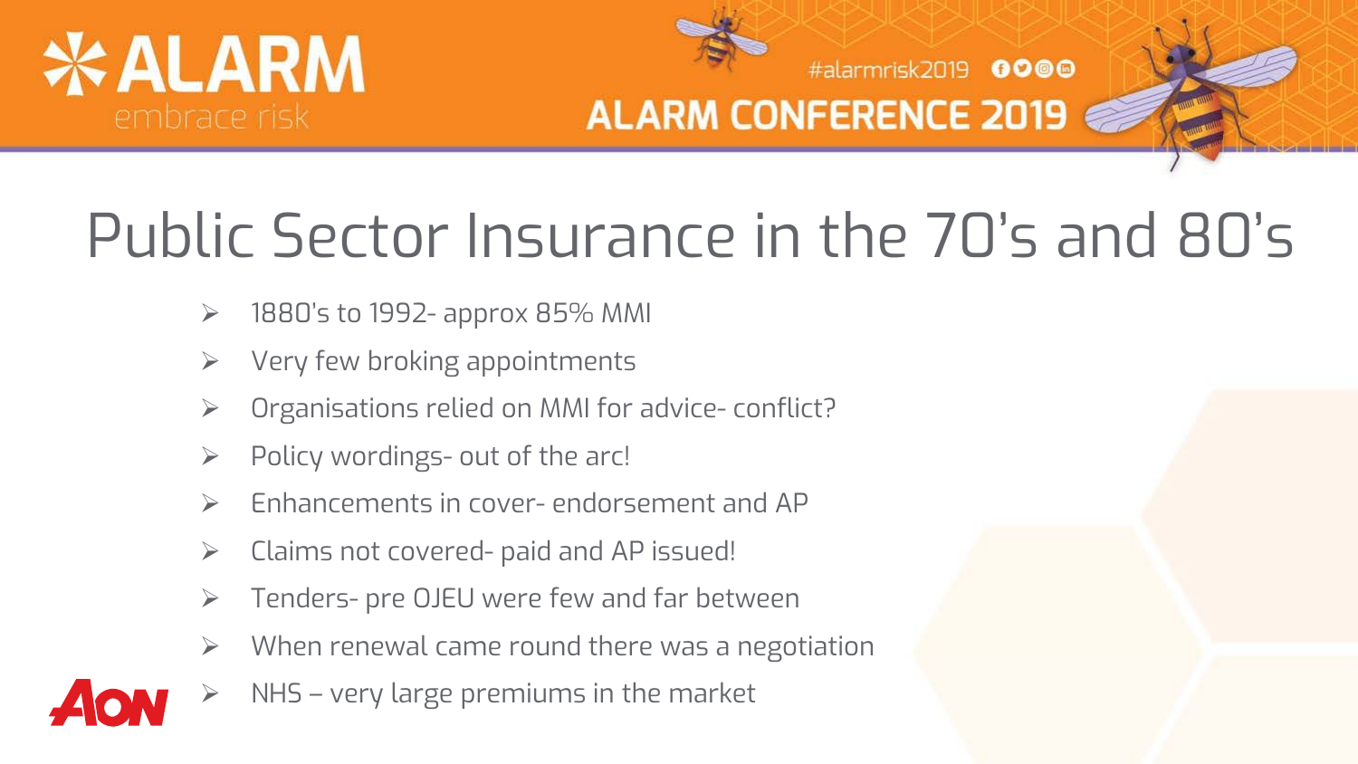# Public Sector Insurance in the 70's and 80's

- 1880's to 1992- approx 85% MMI
- Very few broking appointments
- Organisations relied on MMI for advice- conflict?
- Policy wordings- out of the arc!
- Enhancements in cover- endorsement and AP
- Claims not covered- paid and AP issued!
- Tenders- pre OJEU were few and far between
- When renewal came round there was a negotiation
- NHS – very large premiums in the market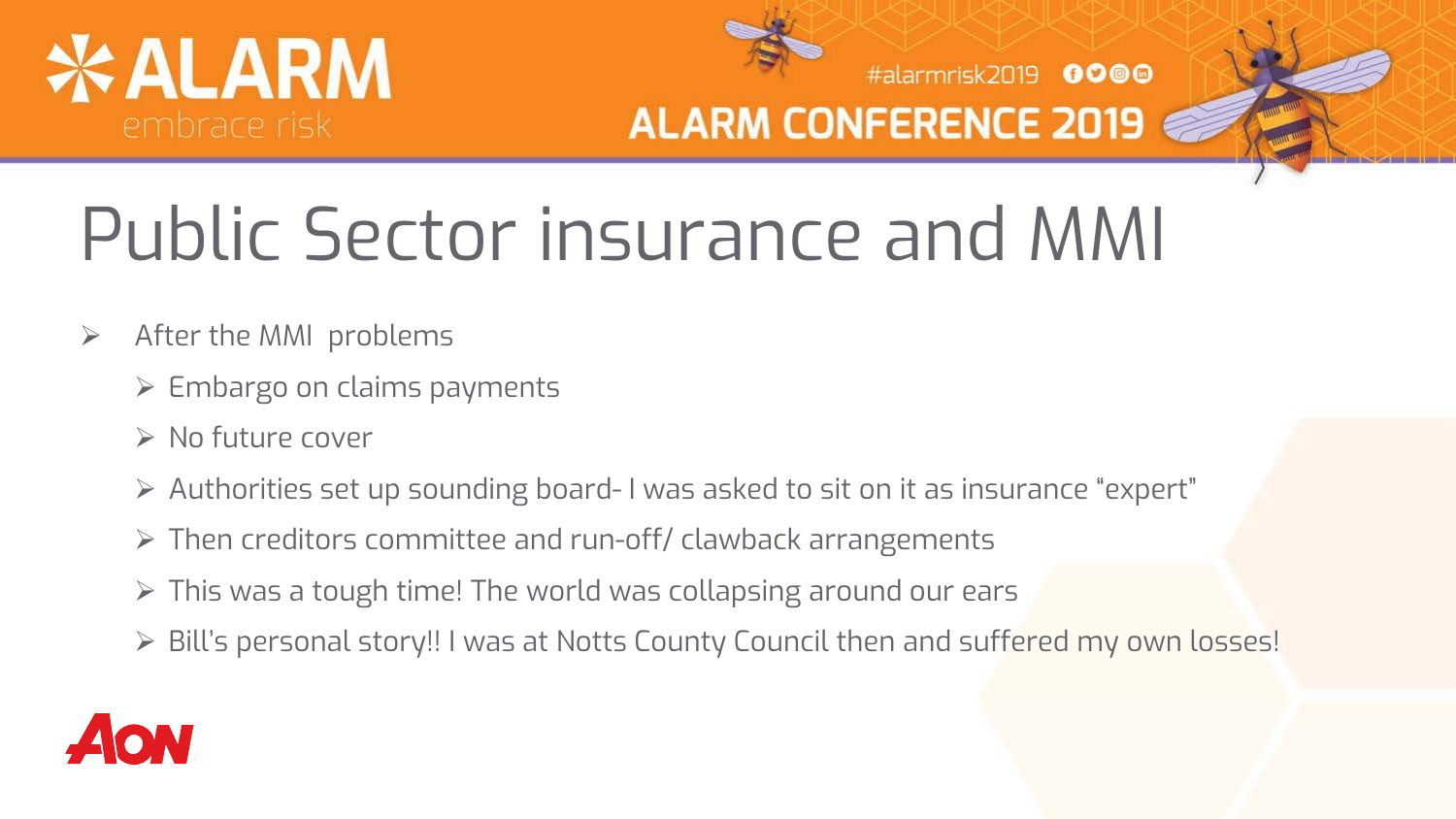# Public Sector insurance and MMI

- After the MMI problems
  - Embargo on claims payments
  - No future cover
  - Authorities set up sounding board- I was asked to sit on it as insurance "expert"
  - Then creditors committee and run-off/ clawback arrangements
  - This was a tough time! The world was collapsing around our ears
  - Bill's personal story!! I was at Notts County Council then and suffered my own losses!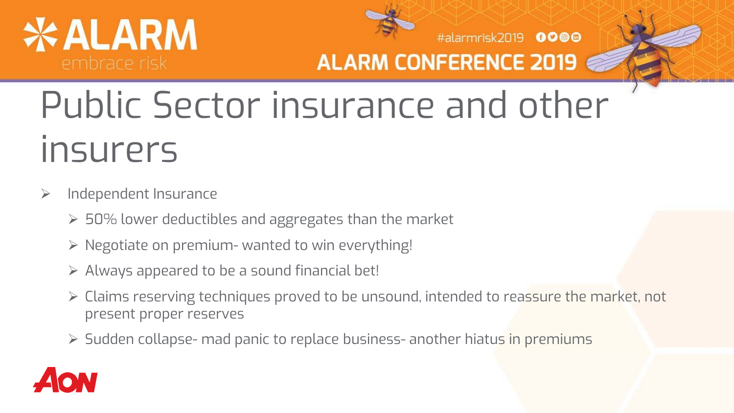# Public Sector insurance and other insurers

- Independent Insurance
  - 50% lower deductibles and aggregates than the market
  - Negotiate on premium- wanted to win everything!
  - Always appeared to be a sound financial bet!
  - Claims reserving techniques proved to be unsound, intended to reassure the market, not present proper reserves
  - Sudden collapse- mad panic to replace business- another hiatus in premiums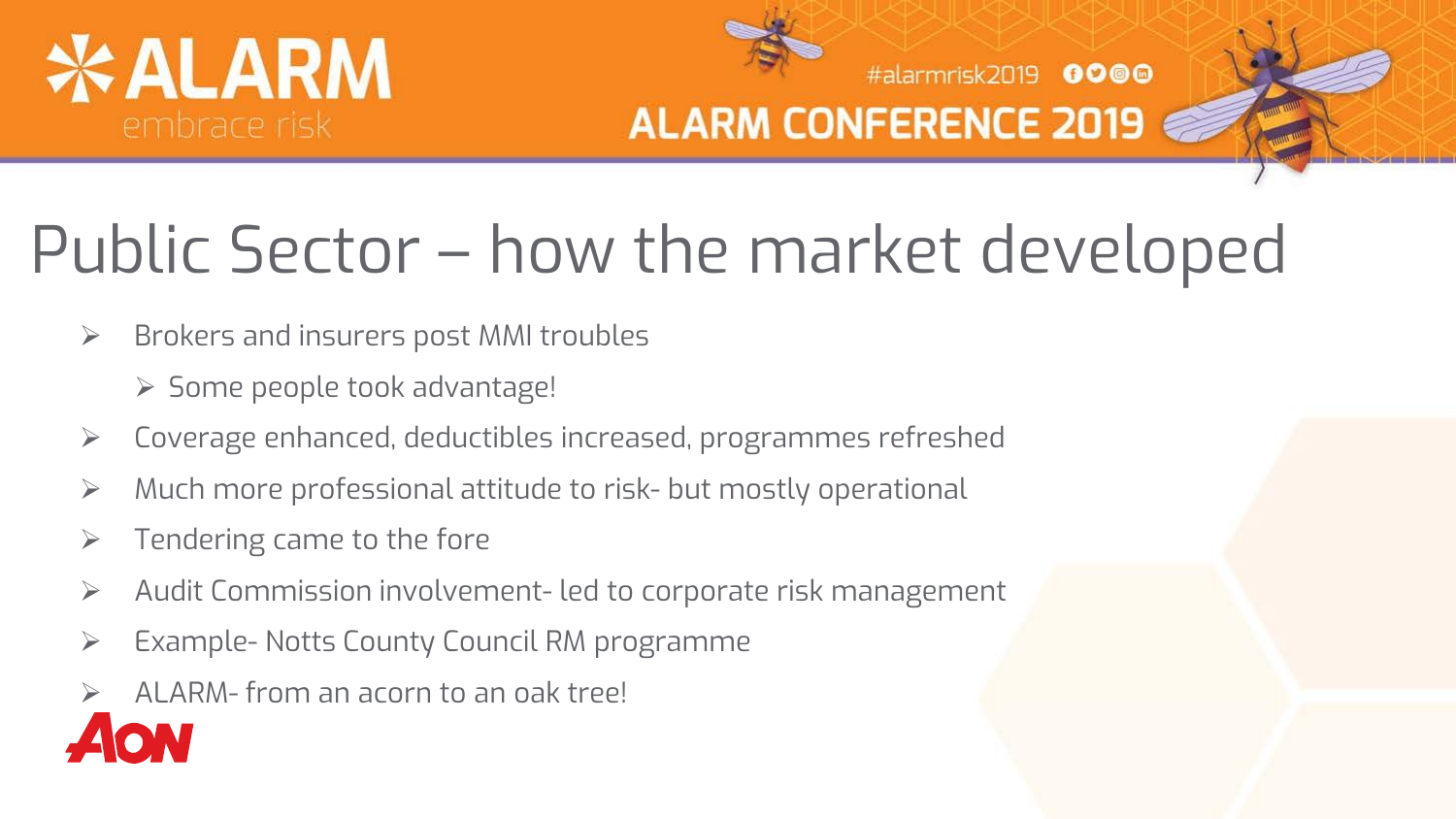# Public Sector – how the market developed

- Brokers and insurers post MMI troubles
  - Some people took advantage!
- Coverage enhanced, deductibles increased, programmes refreshed
- Much more professional attitude to risk- but mostly operational
- Tendering came to the fore
- Audit Commission involvement- led to corporate risk management
- Example- Notts County Council RM programme
- ALARM- from an acorn to an oak tree!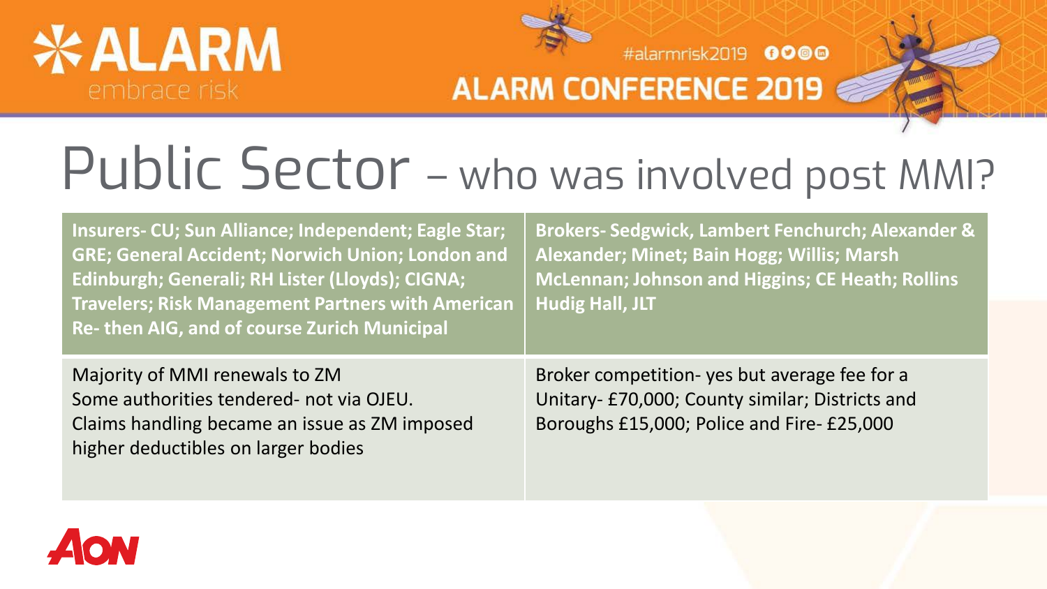# Public Sector – who was involved post MMI?

| **Insurers- CU; Sun Alliance; Independent; Eagle Star; GRE; General Accident; Norwich Union; London and Edinburgh; Generali; RH Lister (Lloyds); CIGNA; Travelers; Risk Management Partners with American Re- then AIG, and of course Zurich Municipal** | **Brokers- Sedgwick, Lambert Fenchurch; Alexander & Alexander; Minet; Bain Hogg; Willis; Marsh McLennan; Johnson and Higgins; CE Heath; Rollins Hudig Hall, JLT** |
| --- | --- |
| Majority of MMI renewals to ZM<br>Some authorities tendered- not via OJEU.<br>Claims handling became an issue as ZM imposed higher deductibles on larger bodies | Broker competition- yes but average fee for a Unitary- £70,000; County similar; Districts and Boroughs £15,000; Police and Fire- £25,000 |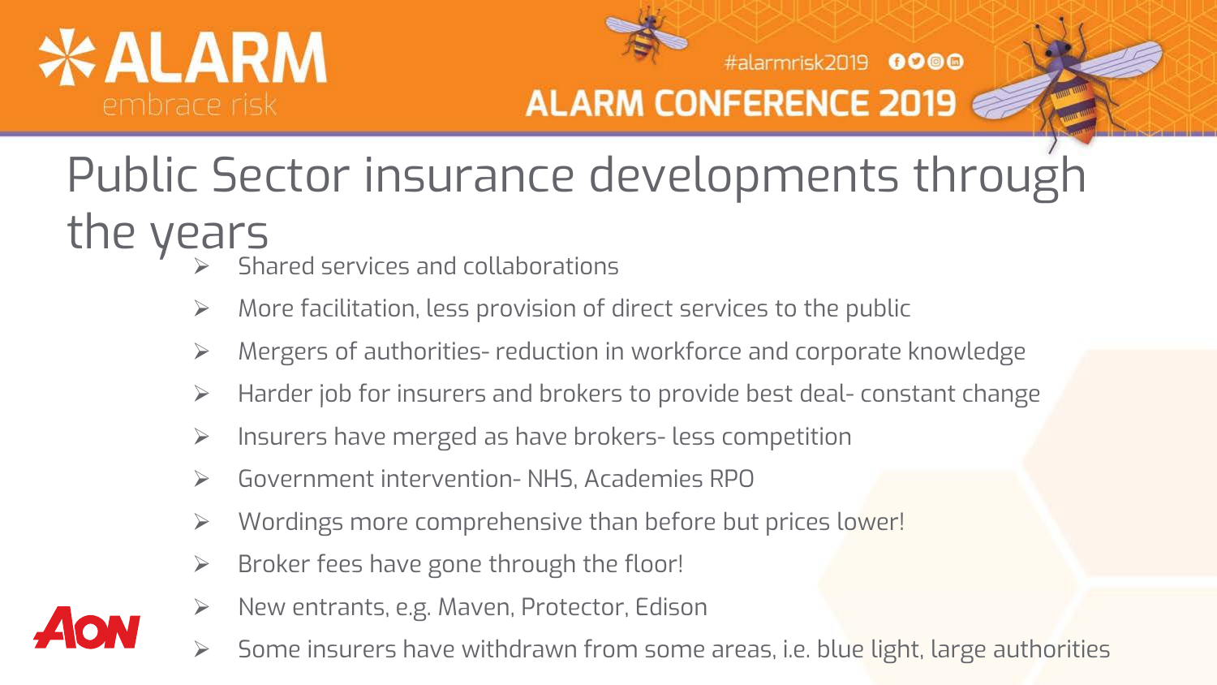# Public Sector insurance developments through the years

- Shared services and collaborations
- More facilitation, less provision of direct services to the public
- Mergers of authorities- reduction in workforce and corporate knowledge
- Harder job for insurers and brokers to provide best deal- constant change
- Insurers have merged as have brokers- less competition
- Government intervention- NHS, Academies RPO
- Wordings more comprehensive than before but prices lower!
- Broker fees have gone through the floor!
- New entrants, e.g. Maven, Protector, Edison
- Some insurers have withdrawn from some areas, i.e. blue light, large authorities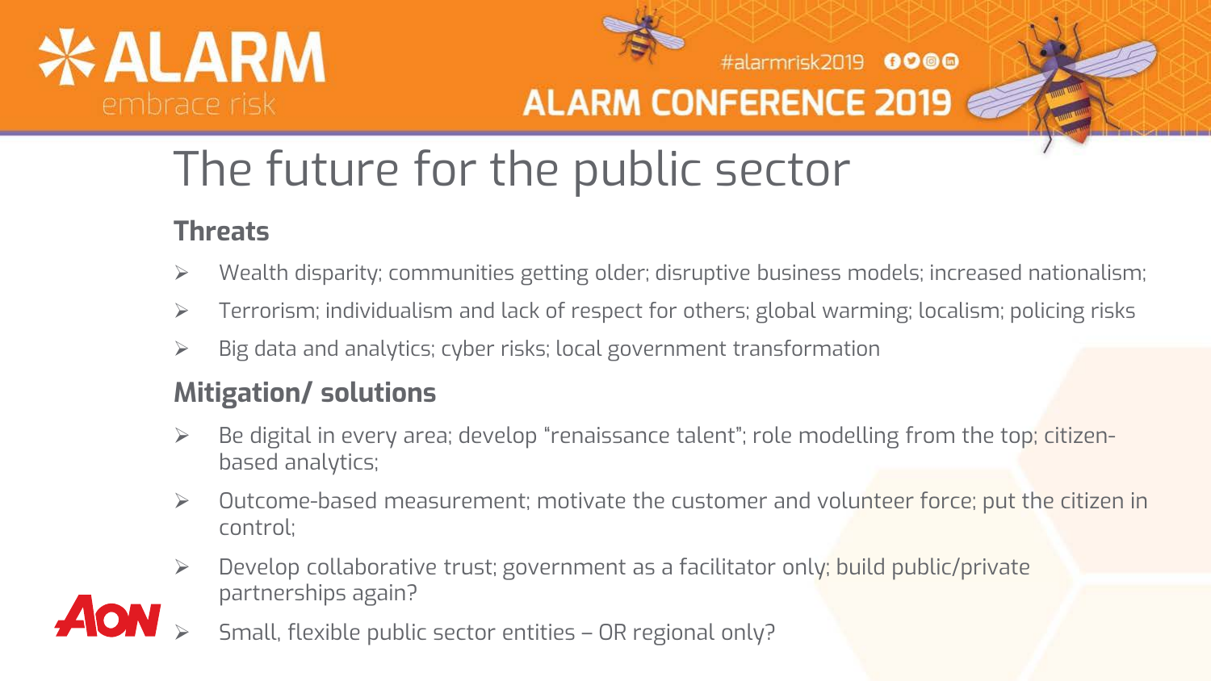# The future for the public sector

## Threats

- Wealth disparity; communities getting older; disruptive business models; increased nationalism;
- Terrorism; individualism and lack of respect for others; global warming; localism; policing risks
- Big data and analytics; cyber risks; local government transformation

## Mitigation/ solutions

- Be digital in every area; develop "renaissance talent"; role modelling from the top; citizen-based analytics;
- Outcome-based measurement; motivate the customer and volunteer force; put the citizen in control;
- Develop collaborative trust; government as a facilitator only; build public/private partnerships again?
- Small, flexible public sector entities – OR regional only?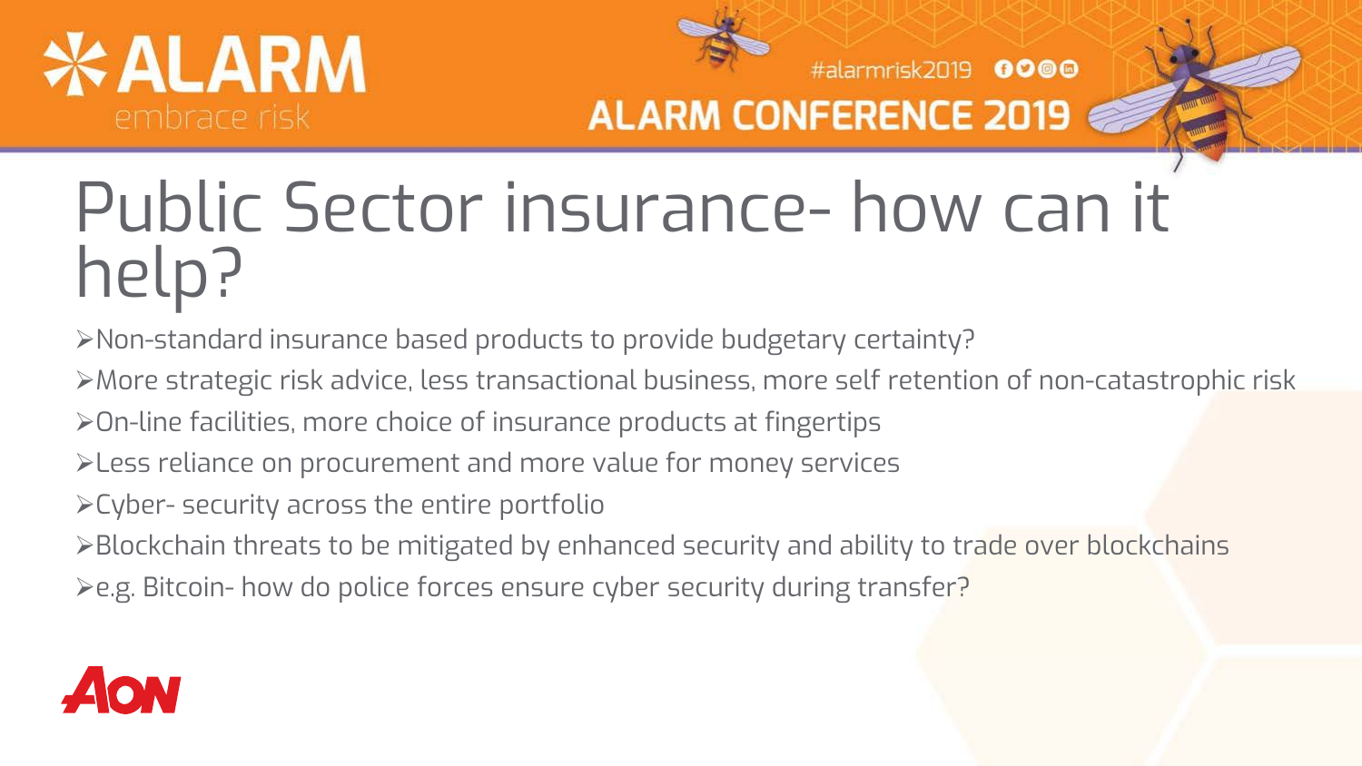# Public Sector insurance- how can it help?

- Non-standard insurance based products to provide budgetary certainty?
- More strategic risk advice, less transactional business, more self retention of non-catastrophic risk
- On-line facilities, more choice of insurance products at fingertips
- Less reliance on procurement and more value for money services
- Cyber- security across the entire portfolio
- Blockchain threats to be mitigated by enhanced security and ability to trade over blockchains
- e.g. Bitcoin- how do police forces ensure cyber security during transfer?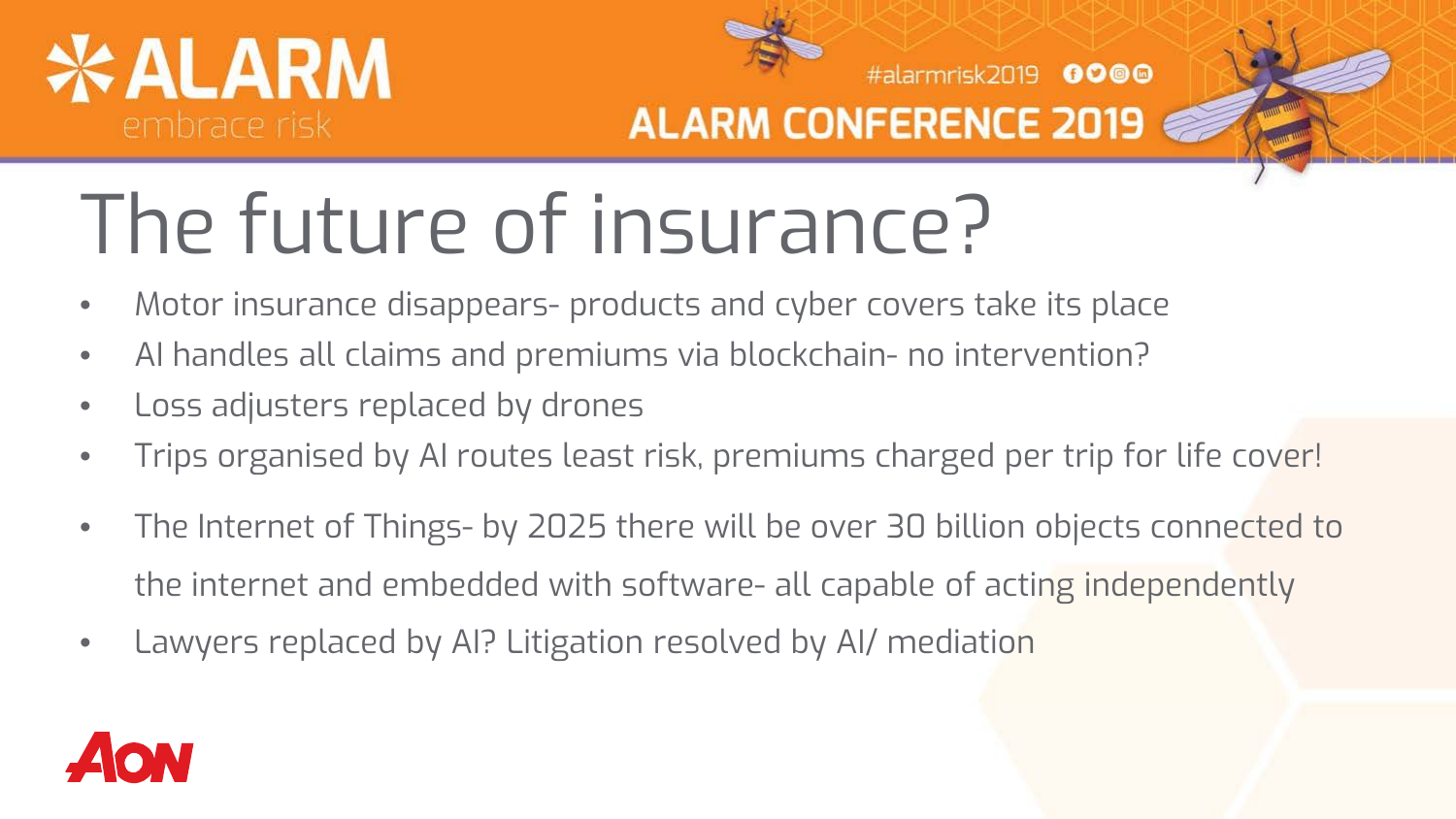# The future of insurance?

- Motor insurance disappears- products and cyber covers take its place
- AI handles all claims and premiums via blockchain- no intervention?
- Loss adjusters replaced by drones
- Trips organised by AI routes least risk, premiums charged per trip for life cover!
- The Internet of Things- by 2025 there will be over 30 billion objects connected to the internet and embedded with software- all capable of acting independently
- Lawyers replaced by AI? Litigation resolved by AI/ mediation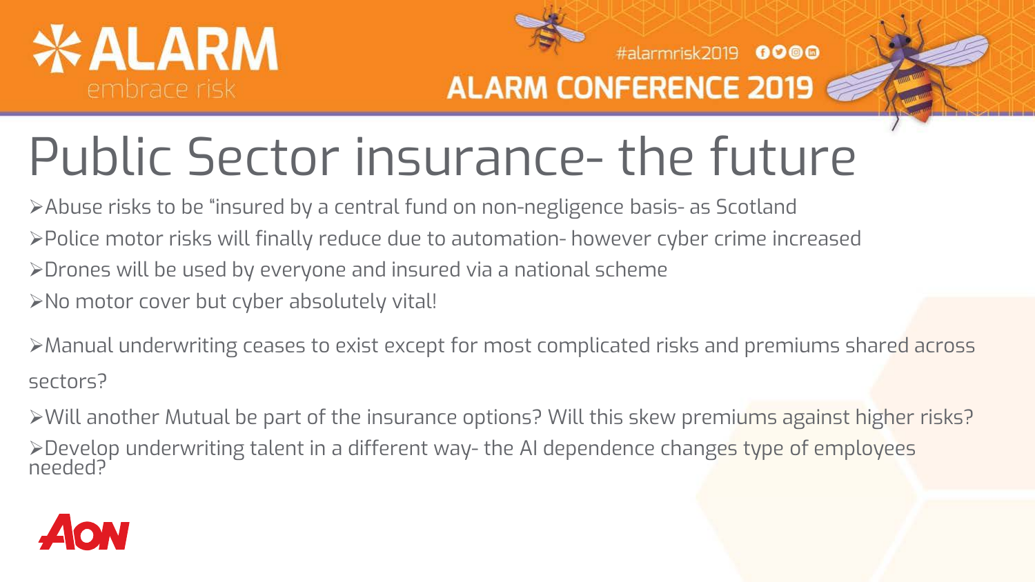# Public Sector insurance- the future

- Abuse risks to be "insured by a central fund on non-negligence basis- as Scotland
- Police motor risks will finally reduce due to automation- however cyber crime increased
- Drones will be used by everyone and insured via a national scheme
- No motor cover but cyber absolutely vital!
- Manual underwriting ceases to exist except for most complicated risks and premiums shared across sectors?
- Will another Mutual be part of the insurance options? Will this skew premiums against higher risks?
- Develop underwriting talent in a different way- the AI dependence changes type of employees needed?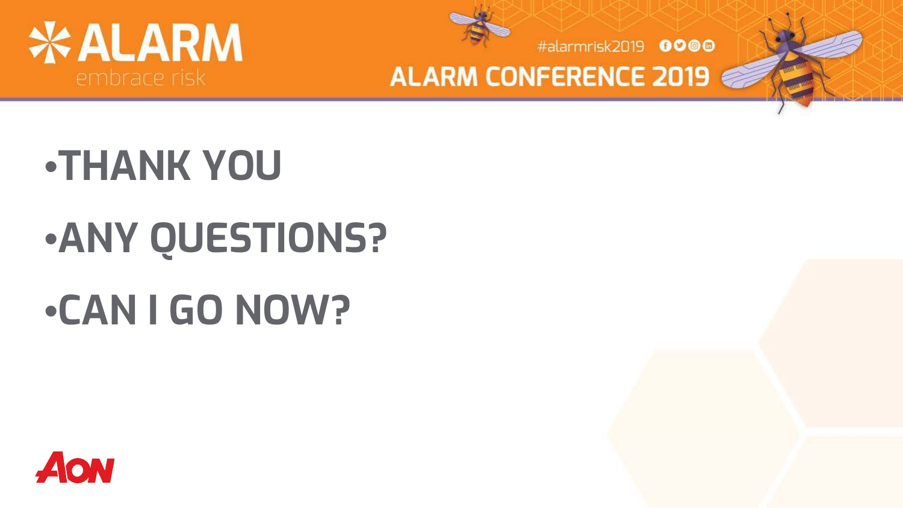- THANK YOU
- ANY QUESTIONS?
- CAN I GO NOW?